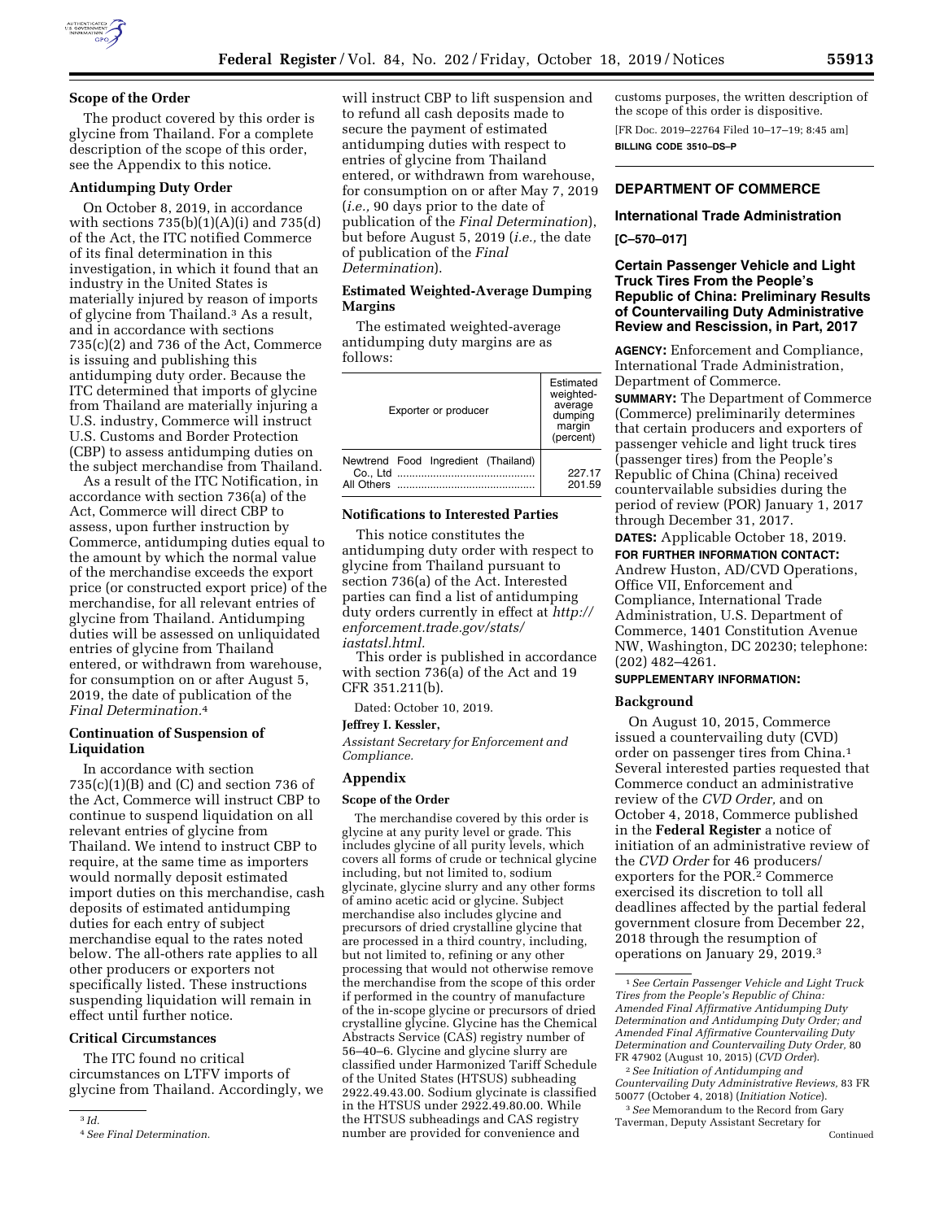## Scope of the Order

The product covered by this order is glycine from Thailand. For a complete description of the scope of this order, see the Appendix to this notice.

## Antidumping Duty Order

On October 8, 2019, in accordance with sections 735(b)(1)(A)(i) and 735(d) of the Act, the ITC notified Commerce of its final determination in this investigation, in which it found that an industry in the United States is materially injured by reason of imports of glycine from Thailand.[3] As a result, and in accordance with sections 735(c)(2) and 736 of the Act, Commerce is issuing and publishing this antidumping duty order. Because the ITC determined that imports of glycine from Thailand are materially injuring a U.S. industry, Commerce will instruct U.S. Customs and Border Protection (CBP) to assess antidumping duties on the subject merchandise from Thailand.

As a result of the ITC Notification, in accordance with section 736(a) of the Act, Commerce will direct CBP to assess, upon further instruction by Commerce, antidumping duties equal to the amount by which the normal value of the merchandise exceeds the export price (or constructed export price) of the merchandise, for all relevant entries of glycine from Thailand. Antidumping duties will be assessed on unliquidated entries of glycine from Thailand entered, or withdrawn from warehouse, for consumption on or after August 5, 2019, the date of publication of the *Final Determination*.[4]

## Continuation of Suspension of Liquidation

In accordance with section 735(c)(1)(B) and (C) and section 736 of the Act, Commerce will instruct CBP to continue to suspend liquidation on all relevant entries of glycine from Thailand. We intend to instruct CBP to require, at the same time as importers would normally deposit estimated import duties on this merchandise, cash deposits of estimated antidumping duties for each entry of subject merchandise equal to the rates noted below. The all-others rate applies to all other producers or exporters not specifically listed. These instructions suspending liquidation will remain in effect until further notice.

## Critical Circumstances

The ITC found no critical circumstances on LTFV imports of glycine from Thailand. Accordingly, we will instruct CBP to lift suspension and to refund all cash deposits made to secure the payment of estimated antidumping duties with respect to entries of glycine from Thailand entered, or withdrawn from warehouse, for consumption on or after May 7, 2019 (*i.e.,* 90 days prior to the date of publication of the *Final Determination*), but before August 5, 2019 (*i.e.,* the date of publication of the *Final Determination*).

## Estimated Weighted-Average Dumping Margins

The estimated weighted-average antidumping duty margins are as follows:

| Exporter or producer | Estimated weighted-average dumping margin (percent) |
|---|---|
| Newtrend Food Ingredient (Thailand) Co., Ltd | 227.17 |
| All Others | 201.59 |

## Notifications to Interested Parties

This notice constitutes the antidumping duty order with respect to glycine from Thailand pursuant to section 736(a) of the Act. Interested parties can find a list of antidumping duty orders currently in effect at *http://enforcement.trade.gov/stats/iastatsl.html.*

This order is published in accordance with section 736(a) of the Act and 19 CFR 351.211(b).

Dated: October 10, 2019.

**Jeffrey I. Kessler,**

*Assistant Secretary for Enforcement and Compliance.*

## Appendix

### Scope of the Order

The merchandise covered by this order is glycine at any purity level or grade. This includes glycine of all purity levels, which covers all forms of crude or technical glycine including, but not limited to, sodium glycinate, glycine slurry and any other forms of amino acetic acid or glycine. Subject merchandise also includes glycine and precursors of dried crystalline glycine that are processed in a third country, including, but not limited to, refining or any other processing that would not otherwise remove the merchandise from the scope of this order if performed in the country of manufacture of the in-scope glycine or precursors of dried crystalline glycine. Glycine has the Chemical Abstracts Service (CAS) registry number of 56–40–6. Glycine and glycine slurry are classified under Harmonized Tariff Schedule of the United States (HTSUS) subheading 2922.49.43.00. Sodium glycinate is classified in the HTSUS under 2922.49.80.00. While the HTSUS subheadings and CAS registry number are provided for convenience and customs purposes, the written description of the scope of this order is dispositive.

[FR Doc. 2019–22764 Filed 10–17–19; 8:45 am]

**BILLING CODE 3510–DS–P**

---

## DEPARTMENT OF COMMERCE

### International Trade Administration

**[C–570–017]**

### Certain Passenger Vehicle and Light Truck Tires From the People's Republic of China: Preliminary Results of Countervailing Duty Administrative Review and Rescission, in Part, 2017

**AGENCY:** Enforcement and Compliance, International Trade Administration, Department of Commerce.

**SUMMARY:** The Department of Commerce (Commerce) preliminarily determines that certain producers and exporters of passenger vehicle and light truck tires (passenger tires) from the People's Republic of China (China) received countervailable subsidies during the period of review (POR) January 1, 2017 through December 31, 2017.

**DATES:** Applicable October 18, 2019.

**FOR FURTHER INFORMATION CONTACT:** Andrew Huston, AD/CVD Operations, Office VII, Enforcement and Compliance, International Trade Administration, U.S. Department of Commerce, 1401 Constitution Avenue NW, Washington, DC 20230; telephone: (202) 482–4261.

**SUPPLEMENTARY INFORMATION:**

## Background

On August 10, 2015, Commerce issued a countervailing duty (CVD) order on passenger tires from China.[1] Several interested parties requested that Commerce conduct an administrative review of the *CVD Order,* and on October 4, 2018, Commerce published in the **Federal Register** a notice of initiation of an administrative review of the *CVD Order* for 46 producers/exporters for the POR.[2] Commerce exercised its discretion to toll all deadlines affected by the partial federal government closure from December 22, 2018 through the resumption of operations on January 29, 2019.[3]

---

[3] *Id.*

[4] *See Final Determination.*

[1] *See Certain Passenger Vehicle and Light Truck Tires from the People's Republic of China: Amended Final Affirmative Antidumping Duty Determination and Antidumping Duty Order; and Amended Final Affirmative Countervailing Duty Determination and Countervailing Duty Order,* 80 FR 47902 (August 10, 2015) (*CVD Order*).

[2] *See Initiation of Antidumping and Countervailing Duty Administrative Reviews,* 83 FR 50077 (October 4, 2018) (*Initiation Notice*).

[3] *See* Memorandum to the Record from Gary Taverman, Deputy Assistant Secretary for

Continued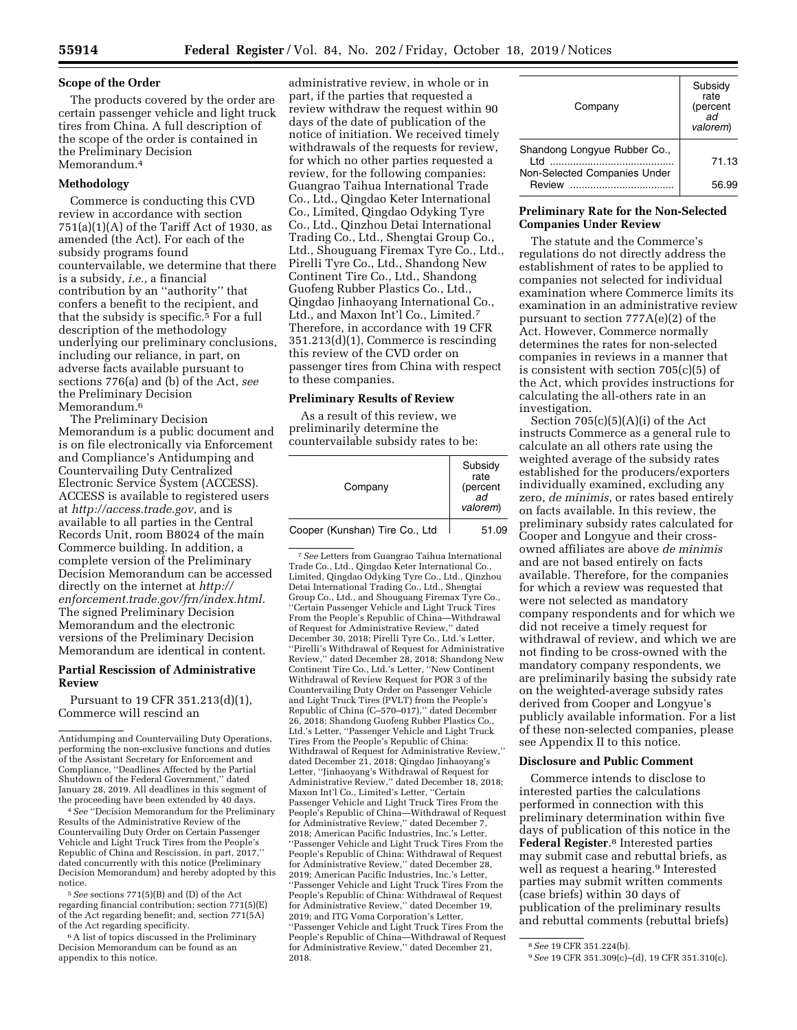## Scope of the Order

The products covered by the order are certain passenger vehicle and light truck tires from China. A full description of the scope of the order is contained in the Preliminary Decision Memorandum.[4]

## Methodology

Commerce is conducting this CVD review in accordance with section 751(a)(1)(A) of the Tariff Act of 1930, as amended (the Act). For each of the subsidy programs found countervailable, we determine that there is a subsidy, *i.e.,* a financial contribution by an "authority" that confers a benefit to the recipient, and that the subsidy is specific.[5] For a full description of the methodology underlying our preliminary conclusions, including our reliance, in part, on adverse facts available pursuant to sections 776(a) and (b) of the Act, *see* the Preliminary Decision Memorandum.[6]

The Preliminary Decision Memorandum is a public document and is on file electronically via Enforcement and Compliance's Antidumping and Countervailing Duty Centralized Electronic Service System (ACCESS). ACCESS is available to registered users at *http://access.trade.gov,* and is available to all parties in the Central Records Unit, room B8024 of the main Commerce building. In addition, a complete version of the Preliminary Decision Memorandum can be accessed directly on the internet at *http://enforcement.trade.gov/frn/index.html.* The signed Preliminary Decision Memorandum and the electronic versions of the Preliminary Decision Memorandum are identical in content.

## Partial Rescission of Administrative Review

Pursuant to 19 CFR 351.213(d)(1), Commerce will rescind an administrative review, in whole or in part, if the parties that requested a review withdraw the request within 90 days of the date of publication of the notice of initiation. We received timely withdrawals of the requests for review, for which no other parties requested a review, for the following companies: Guangrao Taihua International Trade Co., Ltd., Qingdao Keter International Co., Limited, Qingdao Odyking Tyre Co., Ltd., Qinzhou Detai International Trading Co., Ltd., Shengtai Group Co., Ltd., Shouguang Firemax Tyre Co., Ltd., Pirelli Tyre Co., Ltd., Shandong New Continent Tire Co., Ltd., Shandong Guofeng Rubber Plastics Co., Ltd., Qingdao Jinhaoyang International Co., Ltd., and Maxon Int'l Co., Limited.[7] Therefore, in accordance with 19 CFR 351.213(d)(1), Commerce is rescinding this review of the CVD order on passenger tires from China with respect to these companies.

## Preliminary Results of Review

As a result of this review, we preliminarily determine the countervailable subsidy rates to be:

| Company | Subsidy rate (percent *ad valorem*) |
|---|---|
| Cooper (Kunshan) Tire Co., Ltd | 51.09 |
| Shandong Longyue Rubber Co., Ltd | 71.13 |
| Non-Selected Companies Under Review | 56.99 |

## Preliminary Rate for the Non-Selected Companies Under Review

The statute and the Commerce's regulations do not directly address the establishment of rates to be applied to companies not selected for individual examination where Commerce limits its examination in an administrative review pursuant to section 777A(e)(2) of the Act. However, Commerce normally determines the rates for non-selected companies in reviews in a manner that is consistent with section 705(c)(5) of the Act, which provides instructions for calculating the all-others rate in an investigation.

Section 705(c)(5)(A)(i) of the Act instructs Commerce as a general rule to calculate an all others rate using the weighted average of the subsidy rates established for the producers/exporters individually examined, excluding any zero, *de minimis,* or rates based entirely on facts available. In this review, the preliminary subsidy rates calculated for Cooper and Longyue and their cross-owned affiliates are above *de minimis* and are not based entirely on facts available. Therefore, for the companies for which a review was requested that were not selected as mandatory company respondents and for which we did not receive a timely request for withdrawal of review, and which we are not finding to be cross-owned with the mandatory company respondents, we are preliminarily basing the subsidy rate on the weighted-average subsidy rates derived from Cooper and Longyue's publicly available information. For a list of these non-selected companies, please see Appendix II to this notice.

## Disclosure and Public Comment

Commerce intends to disclose to interested parties the calculations performed in connection with this preliminary determination within five days of publication of this notice in the **Federal Register**.[8] Interested parties may submit case and rebuttal briefs, as well as request a hearing.[9] Interested parties may submit written comments (case briefs) within 30 days of publication of the preliminary results and rebuttal comments (rebuttal briefs)

---

Antidumping and Countervailing Duty Operations, performing the non-exclusive functions and duties of the Assistant Secretary for Enforcement and Compliance, "Deadlines Affected by the Partial Shutdown of the Federal Government," dated January 28, 2019. All deadlines in this segment of the proceeding have been extended by 40 days.

[4] *See* "Decision Memorandum for the Preliminary Results of the Administrative Review of the Countervailing Duty Order on Certain Passenger Vehicle and Light Truck Tires from the People's Republic of China and Rescission, in part, 2017," dated concurrently with this notice (Preliminary Decision Memorandum) and hereby adopted by this notice.

[5] *See* sections 771(5)(B) and (D) of the Act regarding financial contribution; section 771(5)(E) of the Act regarding benefit; and, section 771(5A) of the Act regarding specificity.

[6] A list of topics discussed in the Preliminary Decision Memorandum can be found as an appendix to this notice.

[7] *See* Letters from Guangrao Taihua International Trade Co., Ltd., Qingdao Keter International Co., Limited, Qingdao Odyking Tyre Co., Ltd., Qinzhou Detai International Trading Co., Ltd., Shengtai Group Co., Ltd., and Shouguang Firemax Tyre Co., "Certain Passenger Vehicle and Light Truck Tires From the People's Republic of China—Withdrawal of Request for Administrative Review," dated December 30, 2018; Pirelli Tyre Co., Ltd.'s Letter, "Pirelli's Withdrawal of Request for Administrative Review," dated December 28, 2018; Shandong New Continent Tire Co., Ltd.'s Letter, "New Continent Withdrawal of Review Request for POR 3 of the Countervailing Duty Order on Passenger Vehicle and Light Truck Tires (PVLT) from the People's Republic of China (C–570–017)," dated December 26, 2018; Shandong Guofeng Rubber Plastics Co., Ltd.'s Letter, "Passenger Vehicle and Light Truck Tires From the People's Republic of China: Withdrawal of Request for Administrative Review," dated December 21, 2018; Qingdao Jinhaoyang's Letter, "Jinhaoyang's Withdrawal of Request for Administrative Review," dated December 18, 2018; Maxon Int'l Co., Limited's Letter, "Certain Passenger Vehicle and Light Truck Tires From the People's Republic of China—Withdrawal of Request for Administrative Review," dated December 7, 2018; American Pacific Industries, Inc.'s Letter, "Passenger Vehicle and Light Truck Tires From the People's Republic of China: Withdrawal of Request for Administrative Review," dated December 28, 2019; American Pacific Industries, Inc.'s Letter, "Passenger Vehicle and Light Truck Tires From the People's Republic of China: Withdrawal of Request for Administrative Review," dated December 19, 2019; and ITG Voma Corporation's Letter, "Passenger Vehicle and Light Truck Tires From the People's Republic of China—Withdrawal of Request for Administrative Review," dated December 21, 2018.

[8] *See* 19 CFR 351.224(b).

[9] *See* 19 CFR 351.309(c)–(d), 19 CFR 351.310(c).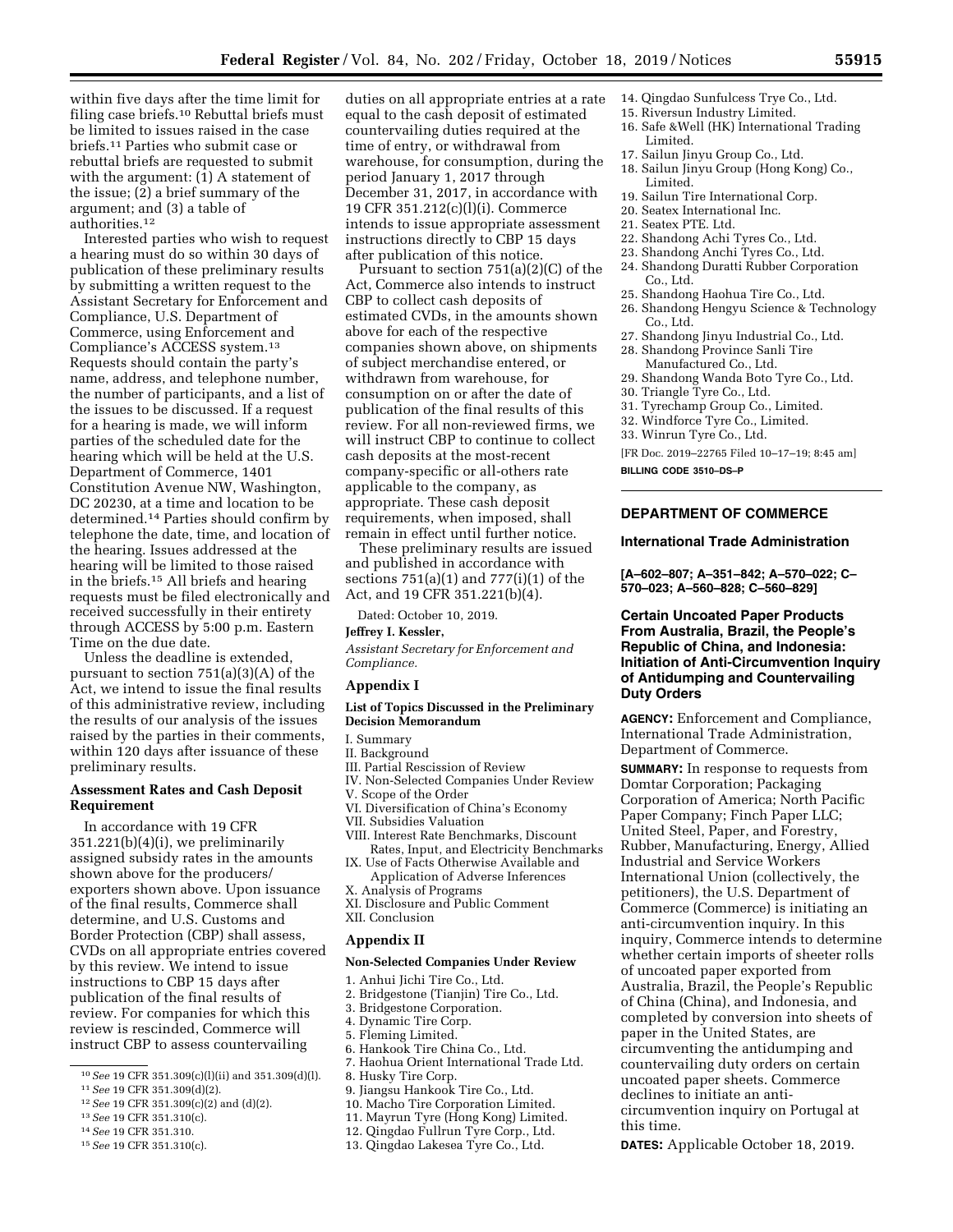within five days after the time limit for filing case briefs.[10] Rebuttal briefs must be limited to issues raised in the case briefs.[11] Parties who submit case or rebuttal briefs are requested to submit with the argument: (1) A statement of the issue; (2) a brief summary of the argument; and (3) a table of authorities.[12]

Interested parties who wish to request a hearing must do so within 30 days of publication of these preliminary results by submitting a written request to the Assistant Secretary for Enforcement and Compliance, U.S. Department of Commerce, using Enforcement and Compliance's ACCESS system.[13] Requests should contain the party's name, address, and telephone number, the number of participants, and a list of the issues to be discussed. If a request for a hearing is made, we will inform parties of the scheduled date for the hearing which will be held at the U.S. Department of Commerce, 1401 Constitution Avenue NW, Washington, DC 20230, at a time and location to be determined.[14] Parties should confirm by telephone the date, time, and location of the hearing. Issues addressed at the hearing will be limited to those raised in the briefs.[15] All briefs and hearing requests must be filed electronically and received successfully in their entirety through ACCESS by 5:00 p.m. Eastern Time on the due date.

Unless the deadline is extended, pursuant to section 751(a)(3)(A) of the Act, we intend to issue the final results of this administrative review, including the results of our analysis of the issues raised by the parties in their comments, within 120 days after issuance of these preliminary results.

### Assessment Rates and Cash Deposit Requirement

In accordance with 19 CFR 351.221(b)(4)(i), we preliminarily assigned subsidy rates in the amounts shown above for the producers/exporters shown above. Upon issuance of the final results, Commerce shall determine, and U.S. Customs and Border Protection (CBP) shall assess, CVDs on all appropriate entries covered by this review. We intend to issue instructions to CBP 15 days after publication of the final results of review. For companies for which this review is rescinded, Commerce will instruct CBP to assess countervailing duties on all appropriate entries at a rate equal to the cash deposit of estimated countervailing duties required at the time of entry, or withdrawal from warehouse, for consumption, during the period January 1, 2017 through December 31, 2017, in accordance with 19 CFR 351.212(c)(l)(i). Commerce intends to issue appropriate assessment instructions directly to CBP 15 days after publication of this notice.

Pursuant to section 751(a)(2)(C) of the Act, Commerce also intends to instruct CBP to collect cash deposits of estimated CVDs, in the amounts shown above for each of the respective companies shown above, on shipments of subject merchandise entered, or withdrawn from warehouse, for consumption on or after the date of publication of the final results of this review. For all non-reviewed firms, we will instruct CBP to continue to collect cash deposits at the most-recent company-specific or all-others rate applicable to the company, as appropriate. These cash deposit requirements, when imposed, shall remain in effect until further notice.

These preliminary results are issued and published in accordance with sections 751(a)(1) and 777(i)(1) of the Act, and 19 CFR 351.221(b)(4).

Dated: October 10, 2019.

**Jeffrey I. Kessler,**

*Assistant Secretary for Enforcement and Compliance.*

## Appendix I

### List of Topics Discussed in the Preliminary Decision Memorandum

I. Summary
II. Background
III. Partial Rescission of Review
IV. Non-Selected Companies Under Review
V. Scope of the Order
VI. Diversification of China's Economy
VII. Subsidies Valuation
VIII. Interest Rate Benchmarks, Discount Rates, Input, and Electricity Benchmarks
IX. Use of Facts Otherwise Available and Application of Adverse Inferences
X. Analysis of Programs
XI. Disclosure and Public Comment
XII. Conclusion

## Appendix II

### Non-Selected Companies Under Review

1. Anhui Jichi Tire Co., Ltd.
2. Bridgestone (Tianjin) Tire Co., Ltd.
3. Bridgestone Corporation.
4. Dynamic Tire Corp.
5. Fleming Limited.
6. Hankook Tire China Co., Ltd.
7. Haohua Orient International Trade Ltd.
8. Husky Tire Corp.
9. Jiangsu Hankook Tire Co., Ltd.
10. Macho Tire Corporation Limited.
11. Mayrun Tyre (Hong Kong) Limited.
12. Qingdao Fullrun Tyre Corp., Ltd.
13. Qingdao Lakesea Tyre Co., Ltd.
14. Qingdao Sunfulcess Trye Co., Ltd.
15. Riversun Industry Limited.
16. Safe &Well (HK) International Trading Limited.
17. Sailun Jinyu Group Co., Ltd.
18. Sailun Jinyu Group (Hong Kong) Co., Limited.
19. Sailun Tire International Corp.
20. Seatex International Inc.
21. Seatex PTE. Ltd.
22. Shandong Achi Tyres Co., Ltd.
23. Shandong Anchi Tyres Co., Ltd.
24. Shandong Duratti Rubber Corporation Co., Ltd.
25. Shandong Haohua Tire Co., Ltd.
26. Shandong Hengyu Science & Technology Co., Ltd.
27. Shandong Jinyu Industrial Co., Ltd.
28. Shandong Province Sanli Tire Manufactured Co., Ltd.
29. Shandong Wanda Boto Tyre Co., Ltd.
30. Triangle Tyre Co., Ltd.
31. Tyrechamp Group Co., Limited.
32. Windforce Tyre Co., Limited.
33. Winrun Tyre Co., Ltd.

[FR Doc. 2019–22765 Filed 10–17–19; 8:45 am]

**BILLING CODE 3510–DS–P**

[10] *See* 19 CFR 351.309(c)(l)(ii) and 351.309(d)(l).

[11] *See* 19 CFR 351.309(d)(2).

[12] *See* 19 CFR 351.309(c)(2) and (d)(2).

[13] *See* 19 CFR 351.310(c).

[14] *See* 19 CFR 351.310.

[15] *See* 19 CFR 351.310(c).

---

## DEPARTMENT OF COMMERCE

### International Trade Administration

**[A–602–807; A–351–842; A–570–022; C–570–023; A–560–828; C–560–829]**

### Certain Uncoated Paper Products From Australia, Brazil, the People's Republic of China, and Indonesia: Initiation of Anti-Circumvention Inquiry of Antidumping and Countervailing Duty Orders

**AGENCY:** Enforcement and Compliance, International Trade Administration, Department of Commerce.

**SUMMARY:** In response to requests from Domtar Corporation; Packaging Corporation of America; North Pacific Paper Company; Finch Paper LLC; United Steel, Paper, and Forestry, Rubber, Manufacturing, Energy, Allied Industrial and Service Workers International Union (collectively, the petitioners), the U.S. Department of Commerce (Commerce) is initiating an anti-circumvention inquiry. In this inquiry, Commerce intends to determine whether certain imports of sheeter rolls of uncoated paper exported from Australia, Brazil, the People's Republic of China (China), and Indonesia, and completed by conversion into sheets of paper in the United States, are circumventing the antidumping and countervailing duty orders on certain uncoated paper sheets. Commerce declines to initiate an anti-circumvention inquiry on Portugal at this time.

**DATES:** Applicable October 18, 2019.